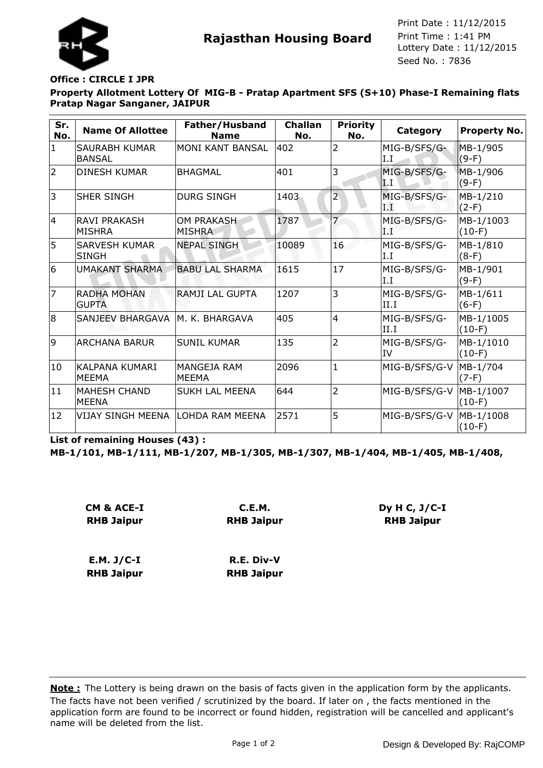# Rajasthan Housing Board

Print Date : 11/12/2015
Print Time : 1:41 PM
Lottery Date : 11/12/2015
Seed No. : 7836

**Office : CIRCLE I JPR**

**Property Allotment Lottery Of MIG-B - Pratap Apartment SFS (S+10) Phase-I Remaining flats Pratap Nagar Sanganer, JAIPUR**

| Sr. No. | Name Of Allottee | Father/Husband Name | Challan No. | Priority No. | Category | Property No. |
|---|---|---|---|---|---|---|
| 1 | SAURABH KUMAR BANSAL | MONI KANT BANSAL | 402 | 2 | MIG-B/SFS/G-I.I | MB-1/905 (9-F) |
| 2 | DINESH KUMAR | BHAGMAL | 401 | 3 | MIG-B/SFS/G-I.I | MB-1/906 (9-F) |
| 3 | SHER SINGH | DURG SINGH | 1403 | 2 | MIG-B/SFS/G-I.I | MB-1/210 (2-F) |
| 4 | RAVI PRAKASH MISHRA | OM PRAKASH MISHRA | 1787 | 7 | MIG-B/SFS/G-I.I | MB-1/1003 (10-F) |
| 5 | SARVESH KUMAR SINGH | NEPAL SINGH | 10089 | 16 | MIG-B/SFS/G-I.I | MB-1/810 (8-F) |
| 6 | UMAKANT SHARMA | BABU LAL SHARMA | 1615 | 17 | MIG-B/SFS/G-I.I | MB-1/901 (9-F) |
| 7 | RADHA MOHAN GUPTA | RAMJI LAL GUPTA | 1207 | 3 | MIG-B/SFS/G-II.I | MB-1/611 (6-F) |
| 8 | SANJEEV BHARGAVA | M. K. BHARGAVA | 405 | 4 | MIG-B/SFS/G-II.I | MB-1/1005 (10-F) |
| 9 | ARCHANA BARUR | SUNIL KUMAR | 135 | 2 | MIG-B/SFS/G-IV | MB-1/1010 (10-F) |
| 10 | KALPANA KUMARI MEEMA | MANGEJA RAM MEEMA | 2096 | 1 | MIG-B/SFS/G-V | MB-1/704 (7-F) |
| 11 | MAHESH CHAND MEENA | SUKH LAL MEENA | 644 | 2 | MIG-B/SFS/G-V | MB-1/1007 (10-F) |
| 12 | VIJAY SINGH MEENA | LOHDA RAM MEENA | 2571 | 5 | MIG-B/SFS/G-V | MB-1/1008 (10-F) |

**List of remaining Houses (43) :**

**MB-1/101, MB-1/111, MB-1/207, MB-1/305, MB-1/307, MB-1/404, MB-1/405, MB-1/408,**

| | | |
|---|---|---|
| **CM & ACE-I RHB Jaipur** | **C.E.M. RHB Jaipur** | **Dy H C, J/C-I RHB Jaipur** |
| **E.M. J/C-I RHB Jaipur** | **R.E. Div-V RHB Jaipur** | |

**Note :** The Lottery is being drawn on the basis of facts given in the application form by the applicants. The facts have not been verified / scrutinized by the board. If later on , the facts mentioned in the application form are found to be incorrect or found hidden, registration will be cancelled and applicant's name will be deleted from the list.

Design & Developed By: RajCOMP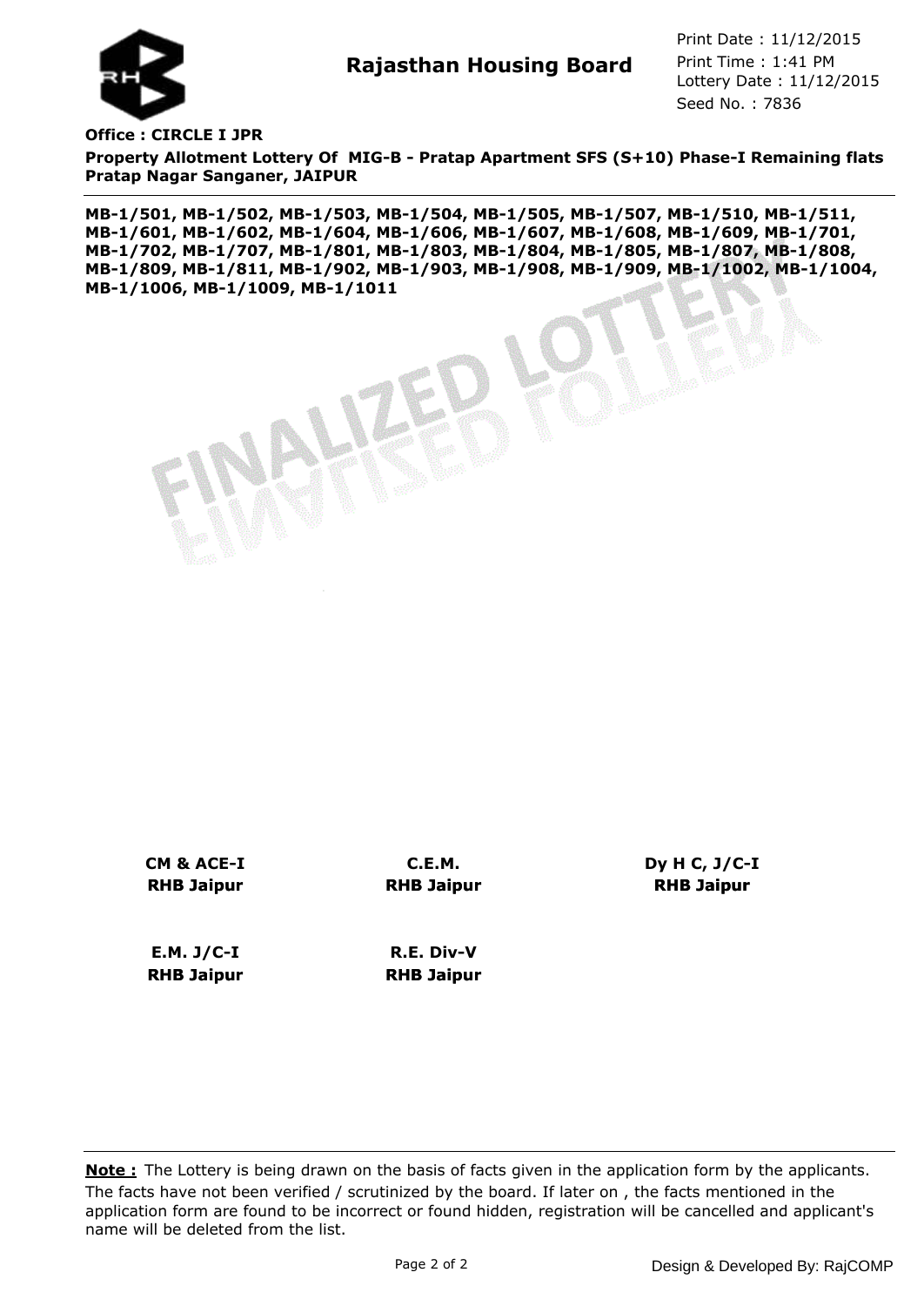**Rajasthan Housing Board**

Print Date : 11/12/2015
Print Time : 1:41 PM
Lottery Date : 11/12/2015
Seed No. : 7836

**Office : CIRCLE I JPR**

**Property Allotment Lottery Of MIG-B - Pratap Apartment SFS (S+10) Phase-I Remaining flats Pratap Nagar Sanganer, JAIPUR**

**MB-1/501, MB-1/502, MB-1/503, MB-1/504, MB-1/505, MB-1/507, MB-1/510, MB-1/511, MB-1/601, MB-1/602, MB-1/604, MB-1/606, MB-1/607, MB-1/608, MB-1/609, MB-1/701, MB-1/702, MB-1/707, MB-1/801, MB-1/803, MB-1/804, MB-1/805, MB-1/807, MB-1/808, MB-1/809, MB-1/811, MB-1/902, MB-1/903, MB-1/908, MB-1/909, MB-1/1002, MB-1/1004, MB-1/1006, MB-1/1009, MB-1/1011**

FINALIZED LOTTERY

| | | |
|---|---|---|
| **CM & ACE-I** **RHB Jaipur** | **C.E.M.** **RHB Jaipur** | **Dy H C, J/C-I** **RHB Jaipur** |
| **E.M. J/C-I** **RHB Jaipur** | **R.E. Div-V** **RHB Jaipur** | |

**Note :** The Lottery is being drawn on the basis of facts given in the application form by the applicants. The facts have not been verified / scrutinized by the board. If later on , the facts mentioned in the application form are found to be incorrect or found hidden, registration will be cancelled and applicant's name will be deleted from the list.

Design & Developed By: RajCOMP